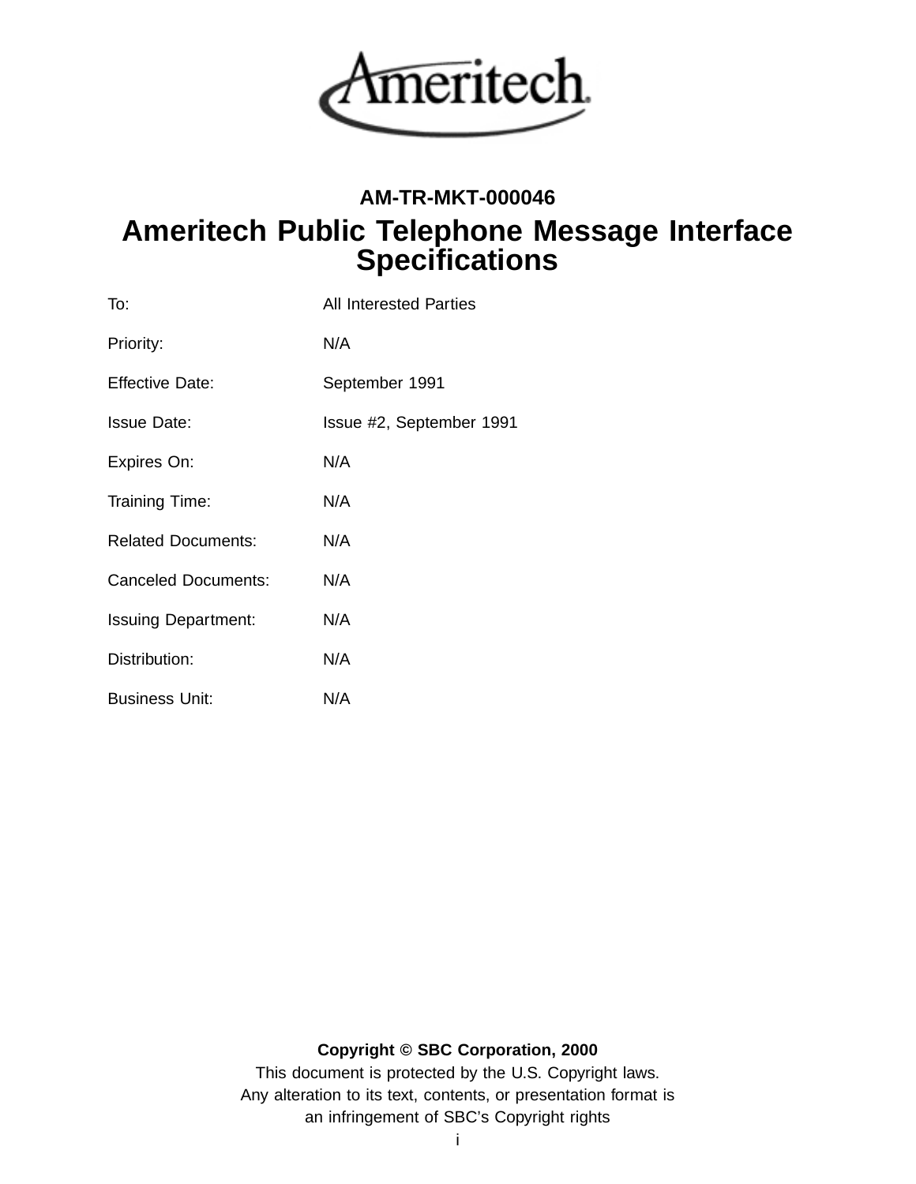Ameritech

**AM-TR-MKT-000046**

# Ameritech Public Telephone Message Interface Specifications

| | |
|---|---|
| To: | All Interested Parties |
| Priority: | N/A |
| Effective Date: | September 1991 |
| Issue Date: | Issue #2, September 1991 |
| Expires On: | N/A |
| Training Time: | N/A |
| Related Documents: | N/A |
| Canceled Documents: | N/A |
| Issuing Department: | N/A |
| Distribution: | N/A |
| Business Unit: | N/A |

**Copyright © SBC Corporation, 2000**

This document is protected by the U.S. Copyright laws.
Any alteration to its text, contents, or presentation format is an infringement of SBC's Copyright rights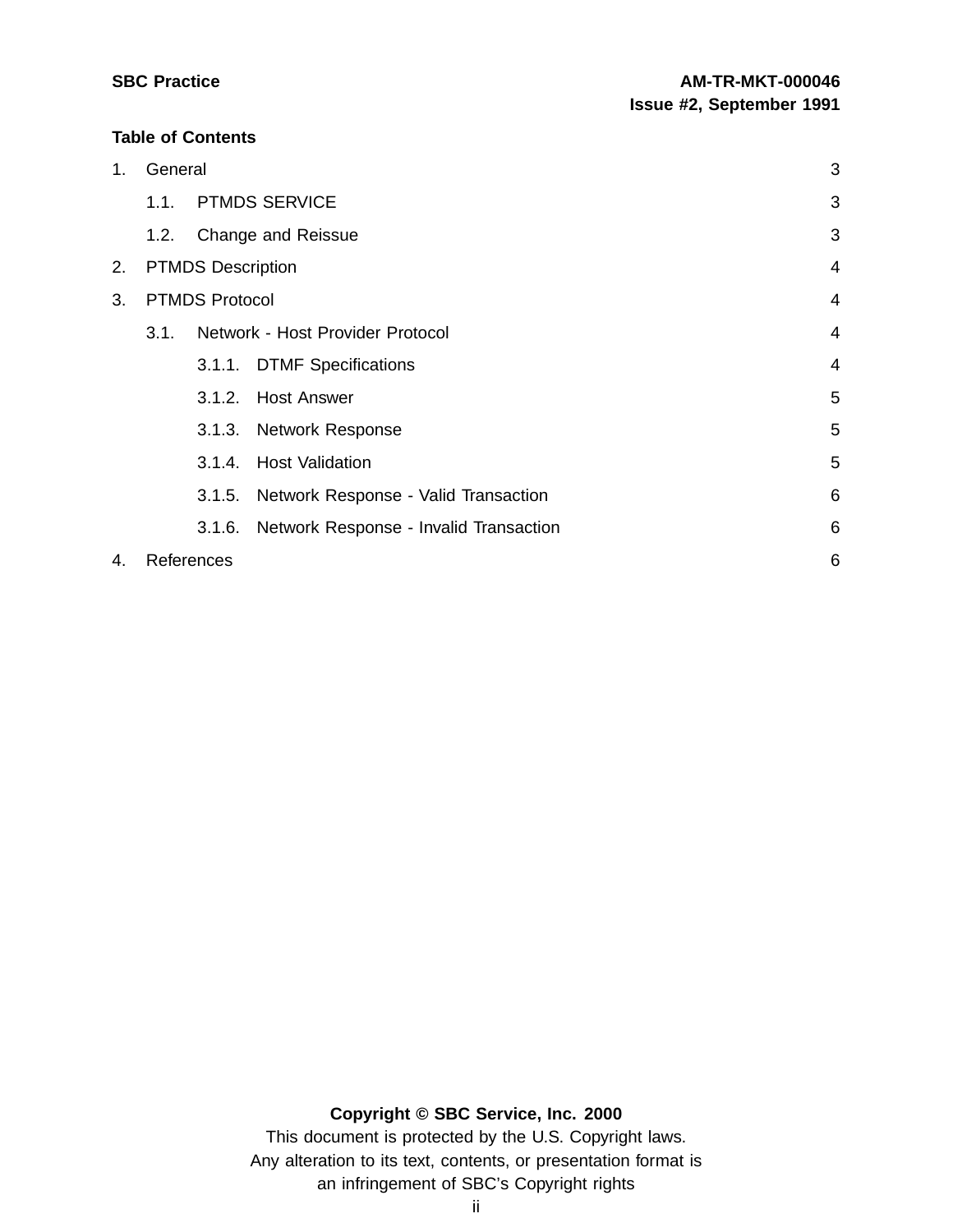**Table of Contents**

1. General 3
   1.1. PTMDS SERVICE 3
   1.2. Change and Reissue 3
2. PTMDS Description 4
3. PTMDS Protocol 4
   3.1. Network - Host Provider Protocol 4
      3.1.1. DTMF Specifications 4
      3.1.2. Host Answer 5
      3.1.3. Network Response 5
      3.1.4. Host Validation 5
      3.1.5. Network Response - Valid Transaction 6
      3.1.6. Network Response - Invalid Transaction 6
4. References 6

**Copyright © SBC Service, Inc. 2000**

This document is protected by the U.S. Copyright laws.
Any alteration to its text, contents, or presentation format is
an infringement of SBC's Copyright rights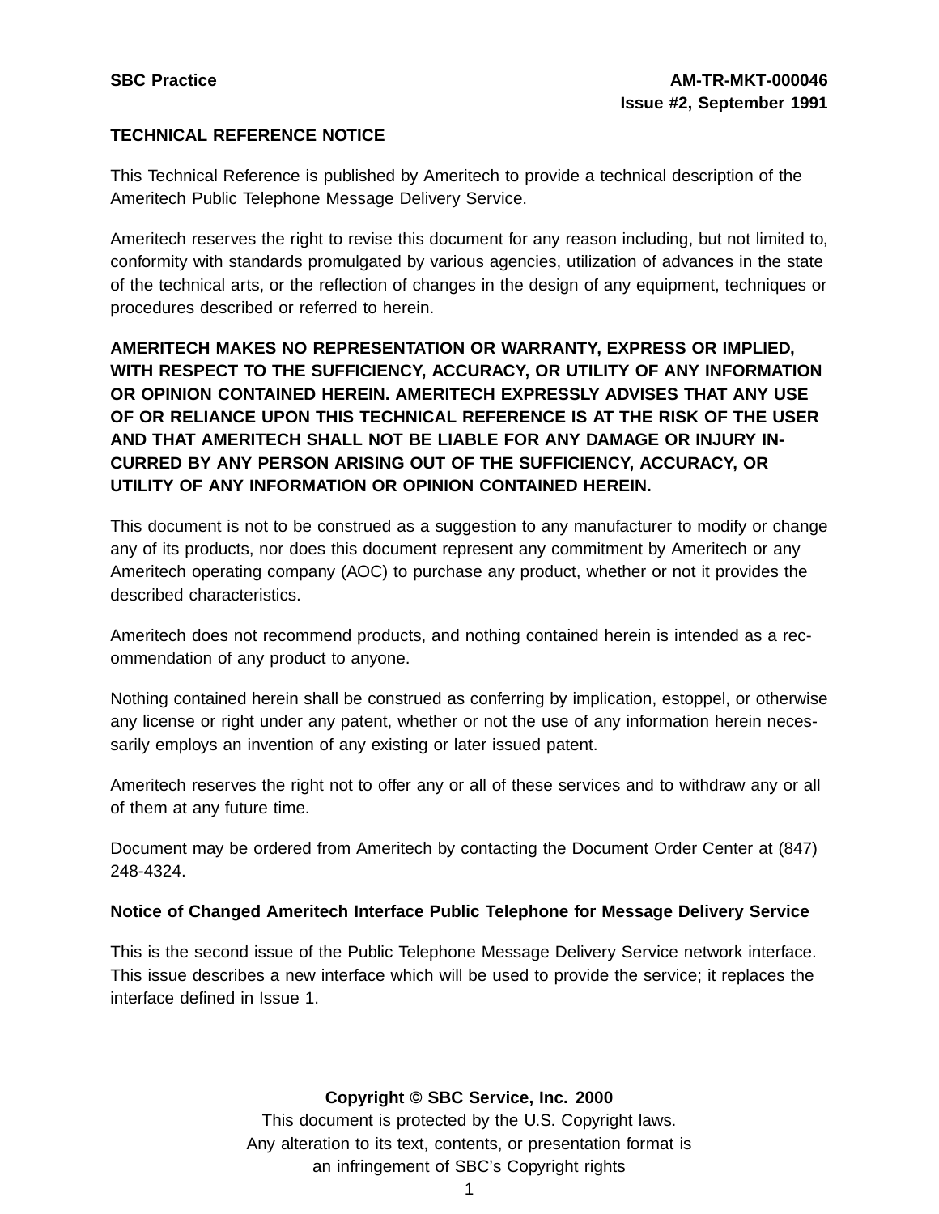**SBC Practice** **AM-TR-MKT-000046**
**Issue #2, September 1991**

**TECHNICAL REFERENCE NOTICE**

This Technical Reference is published by Ameritech to provide a technical description of the Ameritech Public Telephone Message Delivery Service.

Ameritech reserves the right to revise this document for any reason including, but not limited to, conformity with standards promulgated by various agencies, utilization of advances in the state of the technical arts, or the reflection of changes in the design of any equipment, techniques or procedures described or referred to herein.

**AMERITECH MAKES NO REPRESENTATION OR WARRANTY, EXPRESS OR IMPLIED, WITH RESPECT TO THE SUFFICIENCY, ACCURACY, OR UTILITY OF ANY INFORMATION OR OPINION CONTAINED HEREIN. AMERITECH EXPRESSLY ADVISES THAT ANY USE OF OR RELIANCE UPON THIS TECHNICAL REFERENCE IS AT THE RISK OF THE USER AND THAT AMERITECH SHALL NOT BE LIABLE FOR ANY DAMAGE OR INJURY INCURRED BY ANY PERSON ARISING OUT OF THE SUFFICIENCY, ACCURACY, OR UTILITY OF ANY INFORMATION OR OPINION CONTAINED HEREIN.**

This document is not to be construed as a suggestion to any manufacturer to modify or change any of its products, nor does this document represent any commitment by Ameritech or any Ameritech operating company (AOC) to purchase any product, whether or not it provides the described characteristics.

Ameritech does not recommend products, and nothing contained herein is intended as a recommendation of any product to anyone.

Nothing contained herein shall be construed as conferring by implication, estoppel, or otherwise any license or right under any patent, whether or not the use of any information herein necessarily employs an invention of any existing or later issued patent.

Ameritech reserves the right not to offer any or all of these services and to withdraw any or all of them at any future time.

Document may be ordered from Ameritech by contacting the Document Order Center at (847) 248-4324.

**Notice of Changed Ameritech Interface Public Telephone for Message Delivery Service**

This is the second issue of the Public Telephone Message Delivery Service network interface. This issue describes a new interface which will be used to provide the service; it replaces the interface defined in Issue 1.

**Copyright © SBC Service, Inc. 2000**
This document is protected by the U.S. Copyright laws.
Any alteration to its text, contents, or presentation format is
an infringement of SBC's Copyright rights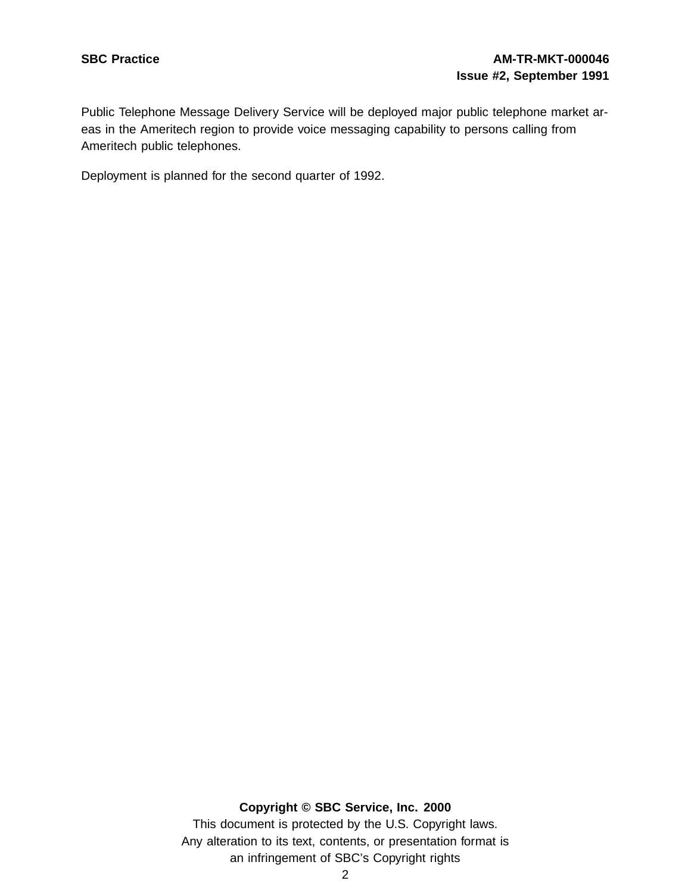Public Telephone Message Delivery Service will be deployed major public telephone market areas in the Ameritech region to provide voice messaging capability to persons calling from Ameritech public telephones.

Deployment is planned for the second quarter of 1992.

**Copyright © SBC Service, Inc. 2000**

This document is protected by the U.S. Copyright laws.

Any alteration to its text, contents, or presentation format is an infringement of SBC's Copyright rights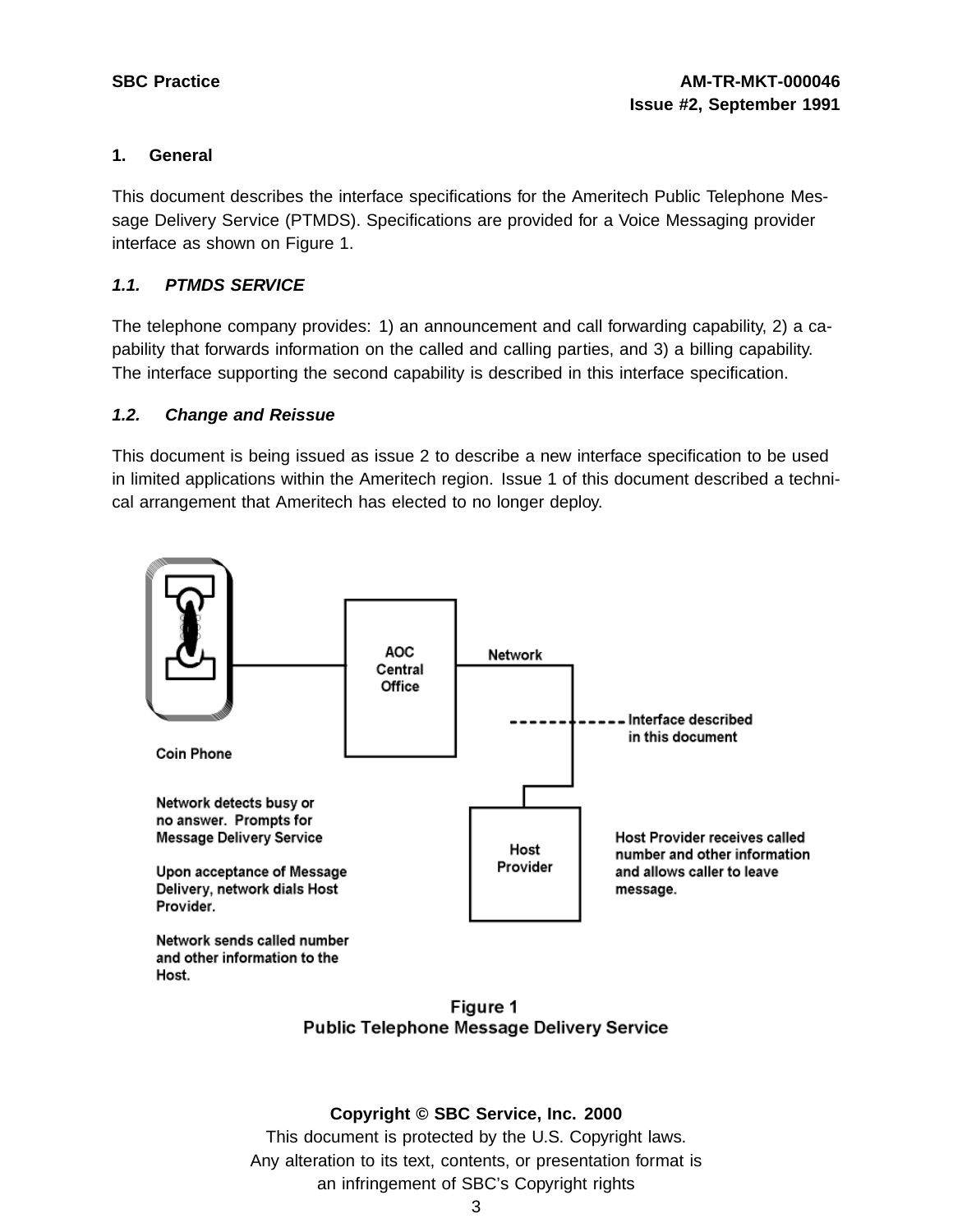## 1. General

This document describes the interface specifications for the Ameritech Public Telephone Message Delivery Service (PTMDS). Specifications are provided for a Voice Messaging provider interface as shown on Figure 1.

### *1.1. PTMDS SERVICE*

The telephone company provides: 1) an announcement and call forwarding capability, 2) a capability that forwards information on the called and calling parties, and 3) a billing capability. The interface supporting the second capability is described in this interface specification.

### *1.2. Change and Reissue*

This document is being issued as issue 2 to describe a new interface specification to be used in limited applications within the Ameritech region. Issue 1 of this document described a technical arrangement that Ameritech has elected to no longer deploy.

AOC Central Office

Network

Interface described in this document

Coin Phone

Network detects busy or no answer. Prompts for Message Delivery Service

Upon acceptance of Message Delivery, network dials Host Provider.

Network sends called number and other information to the Host.

Host Provider

Host Provider receives called number and other information and allows caller to leave message.

**Figure 1**
**Public Telephone Message Delivery Service**

**Copyright © SBC Service, Inc. 2000**
This document is protected by the U.S. Copyright laws.
Any alteration to its text, contents, or presentation format is an infringement of SBC's Copyright rights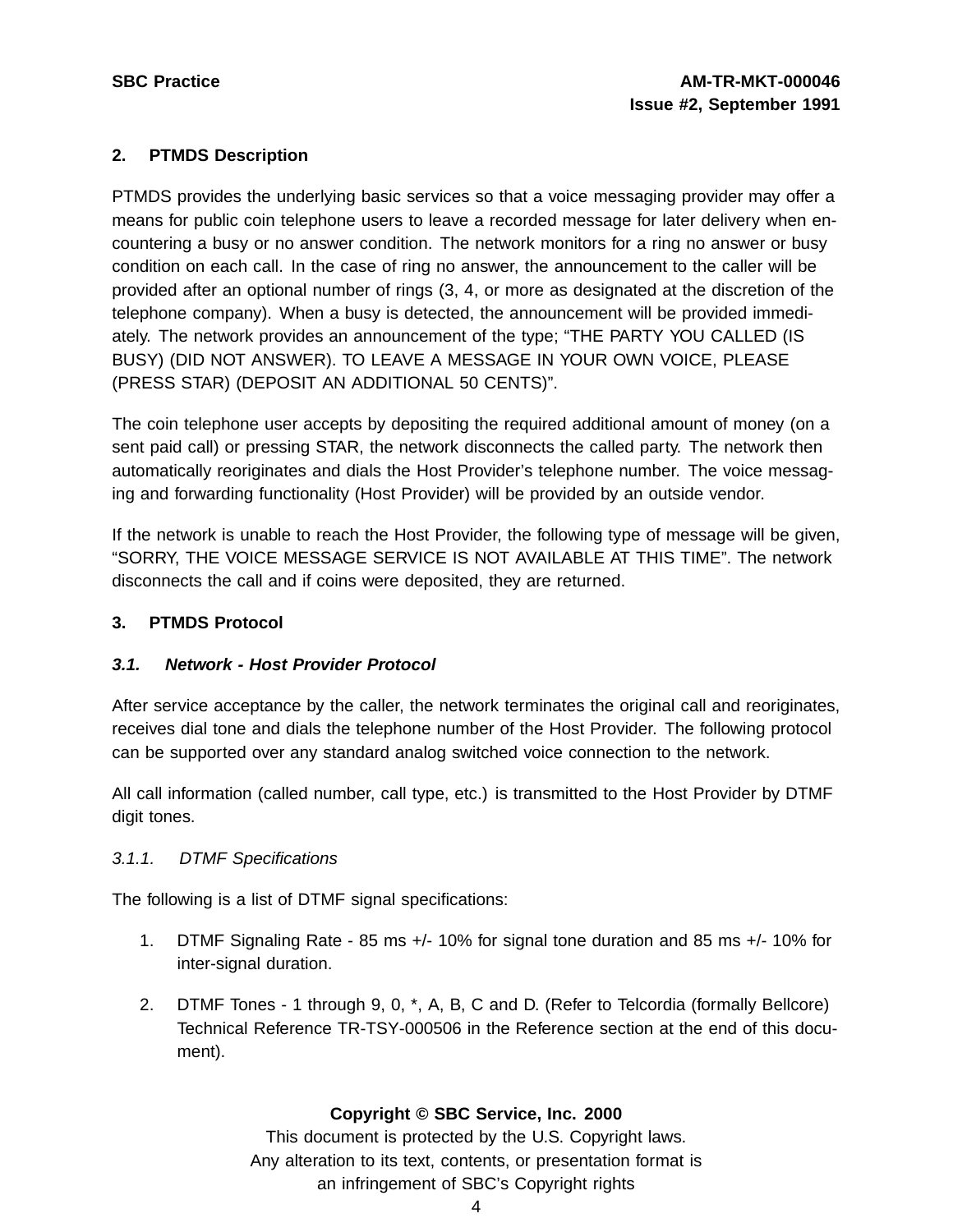## 2. PTMDS Description

PTMDS provides the underlying basic services so that a voice messaging provider may offer a means for public coin telephone users to leave a recorded message for later delivery when encountering a busy or no answer condition. The network monitors for a ring no answer or busy condition on each call. In the case of ring no answer, the announcement to the caller will be provided after an optional number of rings (3, 4, or more as designated at the discretion of the telephone company). When a busy is detected, the announcement will be provided immediately. The network provides an announcement of the type; "THE PARTY YOU CALLED (IS BUSY) (DID NOT ANSWER). TO LEAVE A MESSAGE IN YOUR OWN VOICE, PLEASE (PRESS STAR) (DEPOSIT AN ADDITIONAL 50 CENTS)".

The coin telephone user accepts by depositing the required additional amount of money (on a sent paid call) or pressing STAR, the network disconnects the called party. The network then automatically reoriginates and dials the Host Provider's telephone number. The voice messaging and forwarding functionality (Host Provider) will be provided by an outside vendor.

If the network is unable to reach the Host Provider, the following type of message will be given, "SORRY, THE VOICE MESSAGE SERVICE IS NOT AVAILABLE AT THIS TIME". The network disconnects the call and if coins were deposited, they are returned.

## 3. PTMDS Protocol

### *3.1. Network - Host Provider Protocol*

After service acceptance by the caller, the network terminates the original call and reoriginates, receives dial tone and dials the telephone number of the Host Provider. The following protocol can be supported over any standard analog switched voice connection to the network.

All call information (called number, call type, etc.) is transmitted to the Host Provider by DTMF digit tones.

#### *3.1.1. DTMF Specifications*

The following is a list of DTMF signal specifications:

1. DTMF Signaling Rate - 85 ms +/- 10% for signal tone duration and 85 ms +/- 10% for inter-signal duration.
2. DTMF Tones - 1 through 9, 0, *, A, B, C and D. (Refer to Telcordia (formally Bellcore) Technical Reference TR-TSY-000506 in the Reference section at the end of this document).

**Copyright © SBC Service, Inc. 2000**
This document is protected by the U.S. Copyright laws.
Any alteration to its text, contents, or presentation format is
an infringement of SBC's Copyright rights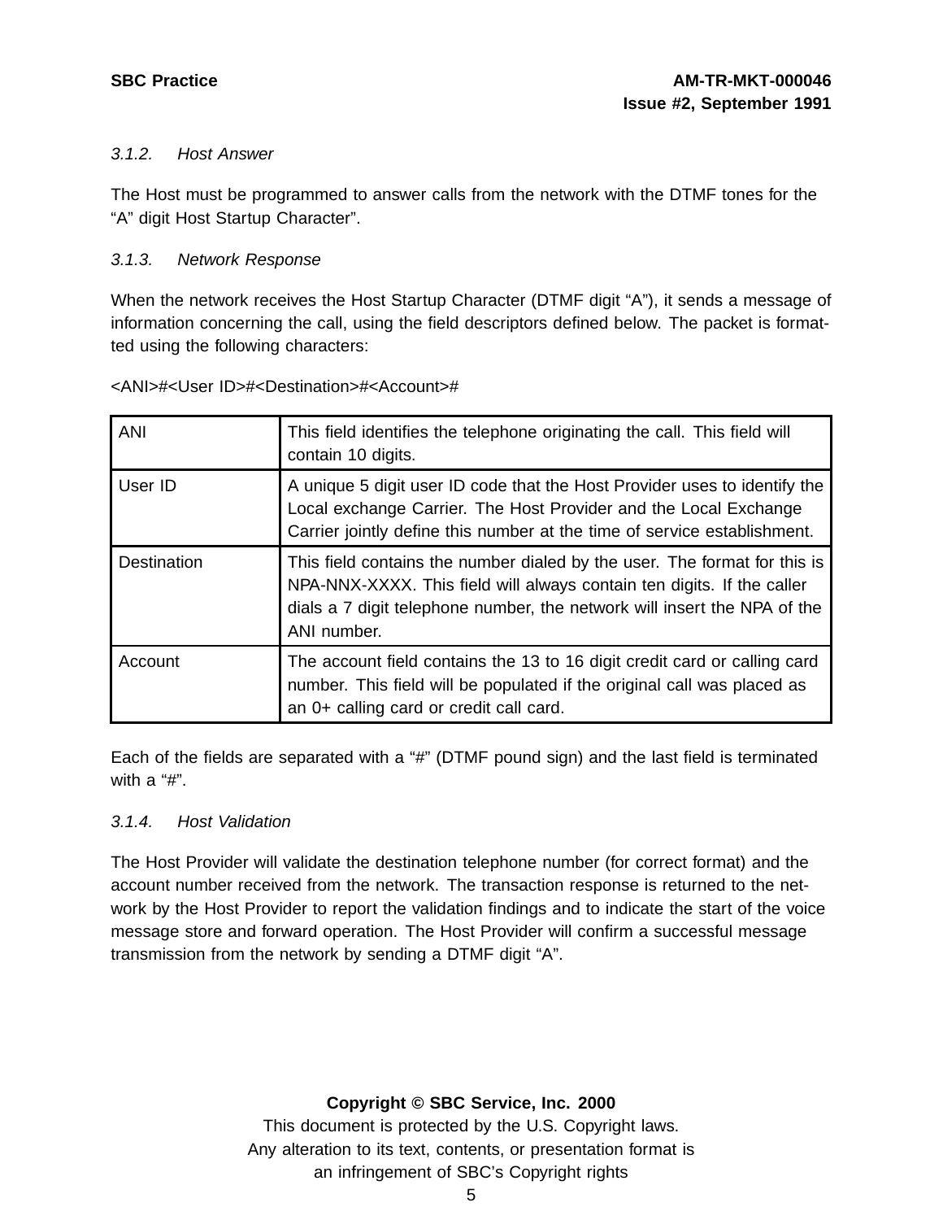*3.1.2. Host Answer*

The Host must be programmed to answer calls from the network with the DTMF tones for the “A” digit Host Startup Character”.

*3.1.3. Network Response*

When the network receives the Host Startup Character (DTMF digit “A”), it sends a message of information concerning the call, using the field descriptors defined below. The packet is formatted using the following characters:

<ANI>#<User ID>#<Destination>#<Account>#

| | |
|---|---|
| ANI | This field identifies the telephone originating the call. This field will contain 10 digits. |
| User ID | A unique 5 digit user ID code that the Host Provider uses to identify the Local exchange Carrier. The Host Provider and the Local Exchange Carrier jointly define this number at the time of service establishment. |
| Destination | This field contains the number dialed by the user. The format for this is NPA-NNX-XXXX. This field will always contain ten digits. If the caller dials a 7 digit telephone number, the network will insert the NPA of the ANI number. |
| Account | The account field contains the 13 to 16 digit credit card or calling card number. This field will be populated if the original call was placed as an 0+ calling card or credit call card. |

Each of the fields are separated with a “#” (DTMF pound sign) and the last field is terminated with a “#”.

*3.1.4. Host Validation*

The Host Provider will validate the destination telephone number (for correct format) and the account number received from the network. The transaction response is returned to the network by the Host Provider to report the validation findings and to indicate the start of the voice message store and forward operation. The Host Provider will confirm a successful message transmission from the network by sending a DTMF digit “A”.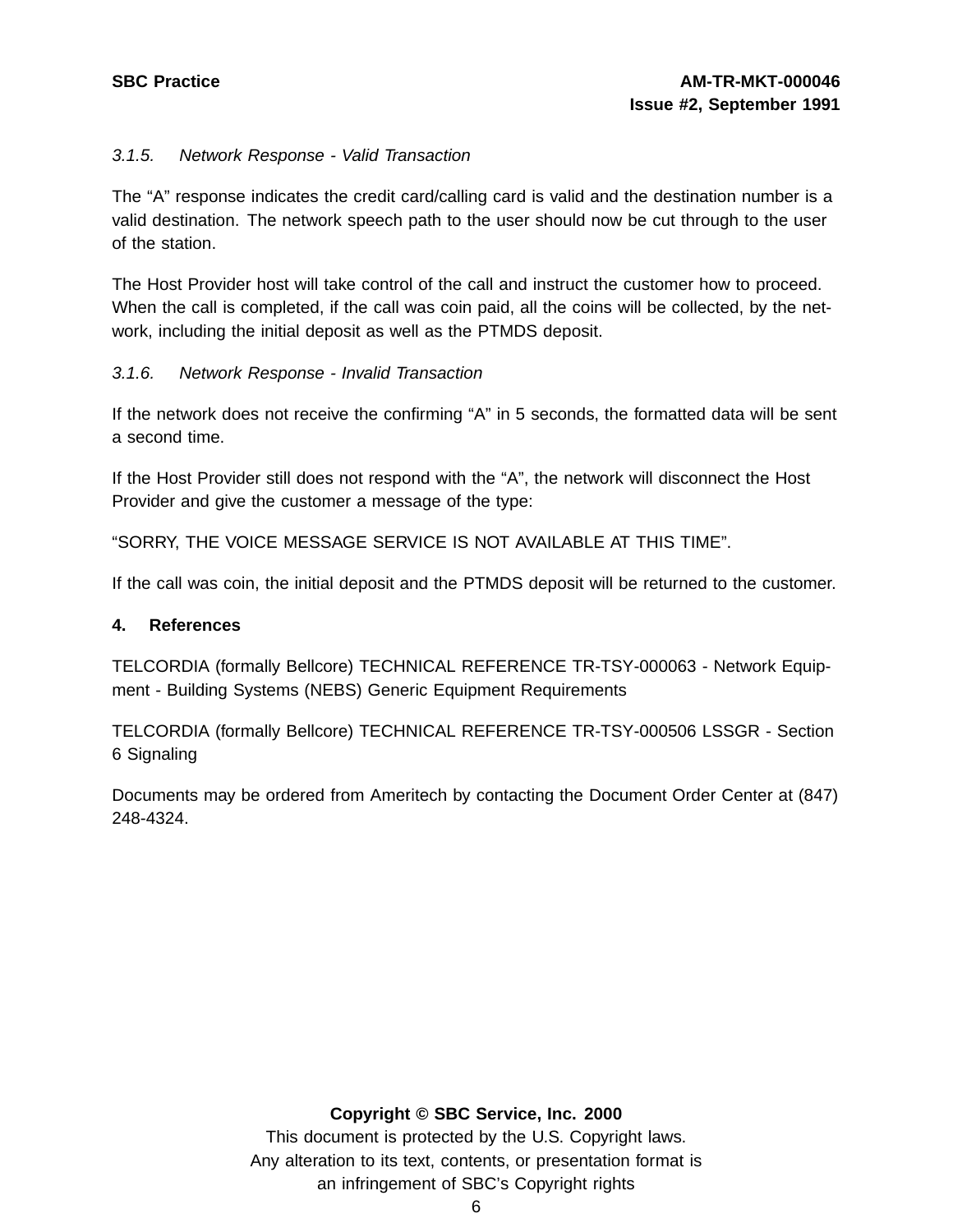#### *3.1.5. Network Response - Valid Transaction*

The “A” response indicates the credit card/calling card is valid and the destination number is a valid destination. The network speech path to the user should now be cut through to the user of the station.

The Host Provider host will take control of the call and instruct the customer how to proceed. When the call is completed, if the call was coin paid, all the coins will be collected, by the network, including the initial deposit as well as the PTMDS deposit.

#### *3.1.6. Network Response - Invalid Transaction*

If the network does not receive the confirming “A” in 5 seconds, the formatted data will be sent a second time.

If the Host Provider still does not respond with the “A”, the network will disconnect the Host Provider and give the customer a message of the type:

“SORRY, THE VOICE MESSAGE SERVICE IS NOT AVAILABLE AT THIS TIME”.

If the call was coin, the initial deposit and the PTMDS deposit will be returned to the customer.

## 4. References

TELCORDIA (formally Bellcore) TECHNICAL REFERENCE TR-TSY-000063 - Network Equipment - Building Systems (NEBS) Generic Equipment Requirements

TELCORDIA (formally Bellcore) TECHNICAL REFERENCE TR-TSY-000506 LSSGR - Section 6 Signaling

Documents may be ordered from Ameritech by contacting the Document Order Center at (847) 248-4324.

**Copyright © SBC Service, Inc. 2000**

This document is protected by the U.S. Copyright laws.
Any alteration to its text, contents, or presentation format is
an infringement of SBC's Copyright rights